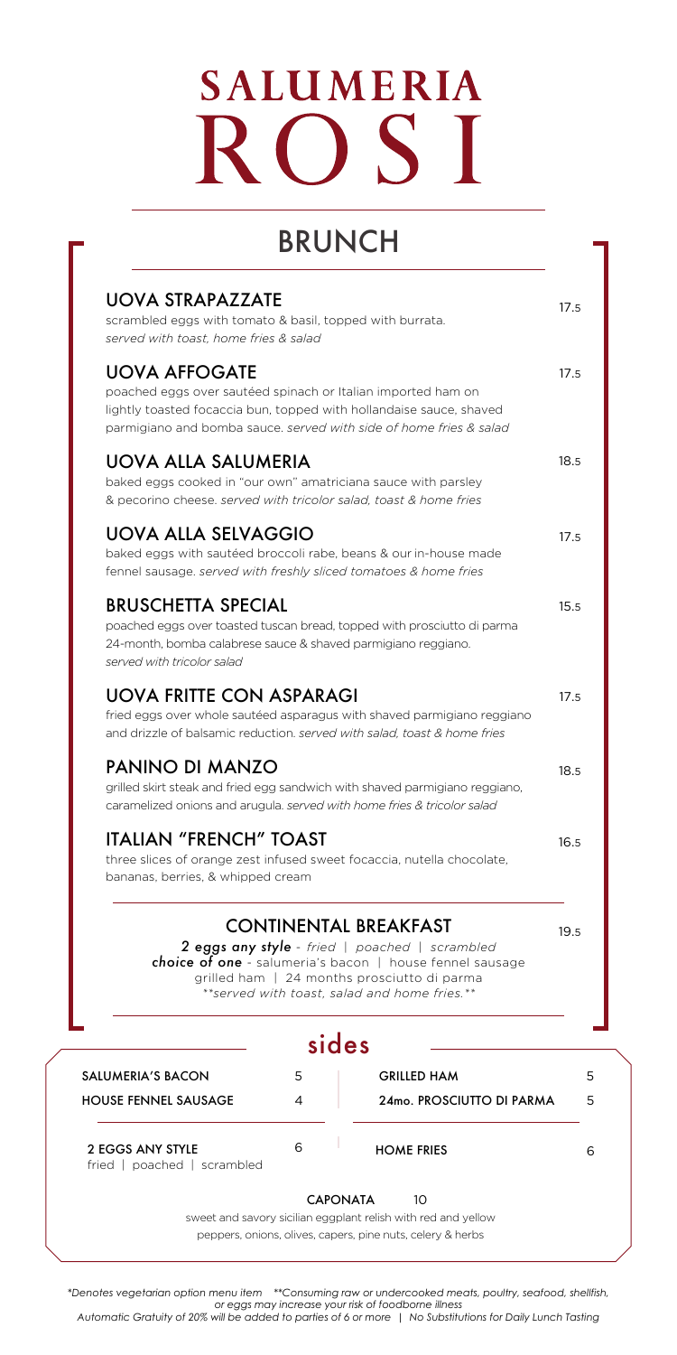# SALUMERIA ROSI

## BRUNCH

### UOVA STRAPAZZATE — 17.5

scrambled eggs with tomato & basil, topped with burrata.
*served with toast, home fries & salad*

### UOVA AFFOGATE — 17.5

poached eggs over sautéed spinach or Italian imported ham on lightly toasted focaccia bun, topped with hollandaise sauce, shaved parmigiano and bomba sauce. *served with side of home fries & salad*

### UOVA ALLA SALUMERIA — 18.5

baked eggs cooked in "our own" amatriciana sauce with parsley & pecorino cheese. *served with tricolor salad, toast & home fries*

### UOVA ALLA SELVAGGIO — 17.5

baked eggs with sautéed broccoli rabe, beans & our in-house made fennel sausage. *served with freshly sliced tomatoes & home fries*

### BRUSCHETTA SPECIAL — 15.5

poached eggs over toasted tuscan bread, topped with prosciutto di parma 24-month, bomba calabrese sauce & shaved parmigiano reggiano.
*served with tricolor salad*

### UOVA FRITTE CON ASPARAGI — 17.5

fried eggs over whole sautéed asparagus with shaved parmigiano reggiano and drizzle of balsamic reduction. *served with salad, toast & home fries*

### PANINO DI MANZO — 18.5

grilled skirt steak and fried egg sandwich with shaved parmigiano reggiano, caramelized onions and arugula. *served with home fries & tricolor salad*

### ITALIAN "FRENCH" TOAST — 16.5

three slices of orange zest infused sweet focaccia, nutella chocolate, bananas, berries, & whipped cream

### CONTINENTAL BREAKFAST — 19.5

***2 eggs any style*** - *fried | poached | scrambled*
***choice of one*** - salumeria's bacon | house fennel sausage
grilled ham | 24 months prosciutto di parma
*\*\*served with toast, salad and home fries.\*\**

## sides

| Item | Price | Item | Price |
|---|---|---|---|
| SALUMERIA'S BACON | 5 | GRILLED HAM | 5 |
| HOUSE FENNEL SAUSAGE | 4 | 24mo. PROSCIUTTO DI PARMA | 5 |
| 2 EGGS ANY STYLE<br>fried \| poached \| scrambled | 6 | HOME FRIES | 6 |

**CAPONATA** 10
sweet and savory sicilian eggplant relish with red and yellow peppers, onions, olives, capers, pine nuts, celery & herbs

*\*Denotes vegetarian option menu item \*\*Consuming raw or undercooked meats, poultry, seafood, shellfish, or eggs may increase your risk of foodborne illness*
*Automatic Gratuity of 20% will be added to parties of 6 or more | No Substitutions for Daily Lunch Tasting*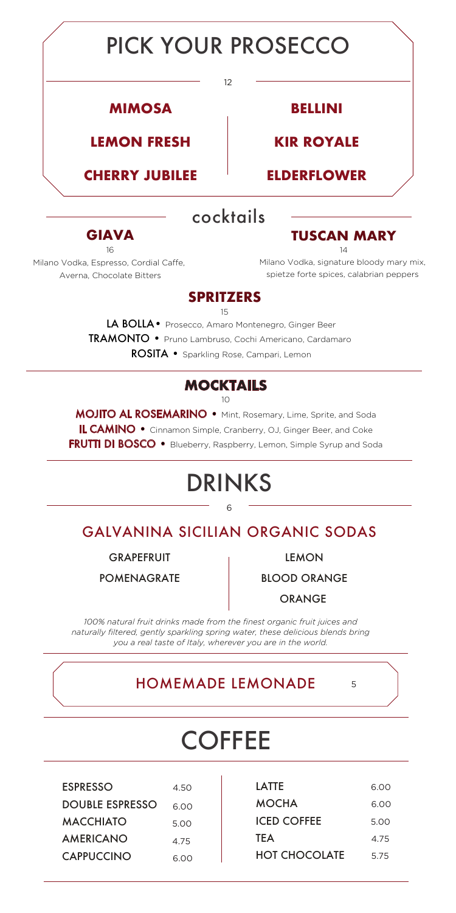# PICK YOUR PROSECCO

12

**MIMOSA**

**LEMON FRESH**

**CHERRY JUBILEE**

**BELLINI**

**KIR ROYALE**

**ELDERFLOWER**

## cocktails

### GIAVA

16

Milano Vodka, Espresso, Cordial Caffe, Averna, Chocolate Bitters

### TUSCAN MARY

14

Milano Vodka, signature bloody mary mix, spietze forte spices, calabrian peppers

### SPRITZERS

15

**LA BOLLA** • Prosecco, Amaro Montenegro, Ginger Beer

**TRAMONTO** • Pruno Lambruso, Cochi Americano, Cardamaro

**ROSITA** • Sparkling Rose, Campari, Lemon

### MOCKTAILS

10

**MOJITO AL ROSEMARINO** • Mint, Rosemary, Lime, Sprite, and Soda

**IL CAMINO** • Cinnamon Simple, Cranberry, OJ, Ginger Beer, and Coke

**FRUTTI DI BOSCO** • Blueberry, Raspberry, Lemon, Simple Syrup and Soda

# DRINKS

6

## GALVANINA SICILIAN ORGANIC SODAS

GRAPEFRUIT

POMENAGRATE

LEMON

BLOOD ORANGE

ORANGE

*100% natural fruit drinks made from the finest organic fruit juices and naturally filtered, gently sparkling spring water, these delicious blends bring you a real taste of Italy, wherever you are in the world.*

## HOMEMADE LEMONADE 5

# COFFEE

| | | | |
|---|---|---|---|
| ESPRESSO | 4.50 | LATTE | 6.00 |
| DOUBLE ESPRESSO | 6.00 | MOCHA | 6.00 |
| MACCHIATO | 5.00 | ICED COFFEE | 5.00 |
| AMERICANO | 4.75 | TEA | 4.75 |
| CAPPUCCINO | 6.00 | HOT CHOCOLATE | 5.75 |